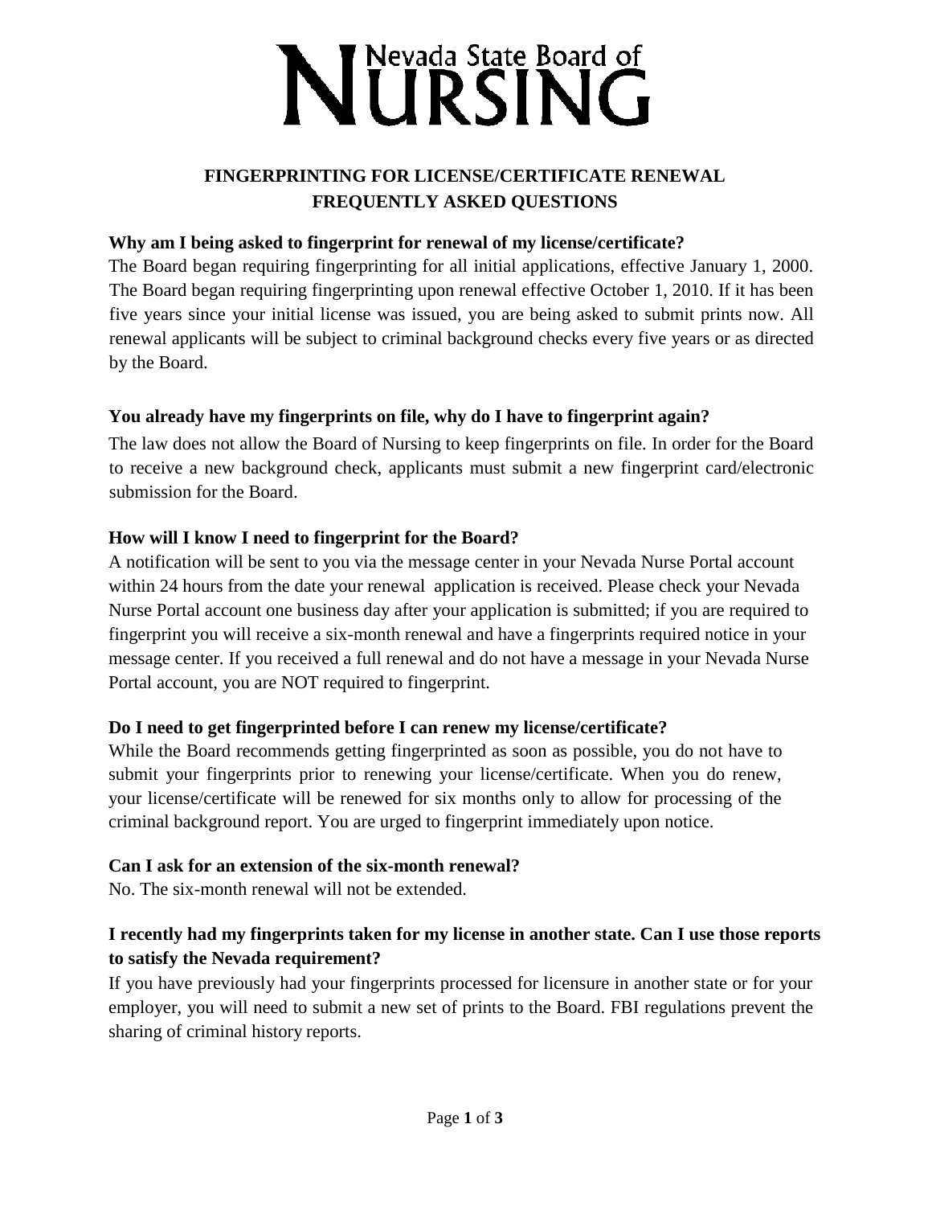# Nevada State Board of NURSING

## FINGERPRINTING FOR LICENSE/CERTIFICATE RENEWAL FREQUENTLY ASKED QUESTIONS

**Why am I being asked to fingerprint for renewal of my license/certificate?**

The Board began requiring fingerprinting for all initial applications, effective January 1, 2000. The Board began requiring fingerprinting upon renewal effective October 1, 2010. If it has been five years since your initial license was issued, you are being asked to submit prints now. All renewal applicants will be subject to criminal background checks every five years or as directed by the Board.

**You already have my fingerprints on file, why do I have to fingerprint again?**

The law does not allow the Board of Nursing to keep fingerprints on file. In order for the Board to receive a new background check, applicants must submit a new fingerprint card/electronic submission for the Board.

**How will I know I need to fingerprint for the Board?**

A notification will be sent to you via the message center in your Nevada Nurse Portal account within 24 hours from the date your renewal application is received. Please check your Nevada Nurse Portal account one business day after your application is submitted; if you are required to fingerprint you will receive a six-month renewal and have a fingerprints required notice in your message center. If you received a full renewal and do not have a message in your Nevada Nurse Portal account, you are NOT required to fingerprint.

**Do I need to get fingerprinted before I can renew my license/certificate?**

While the Board recommends getting fingerprinted as soon as possible, you do not have to submit your fingerprints prior to renewing your license/certificate. When you do renew, your license/certificate will be renewed for six months only to allow for processing of the criminal background report. You are urged to fingerprint immediately upon notice.

**Can I ask for an extension of the six-month renewal?**

No. The six-month renewal will not be extended.

**I recently had my fingerprints taken for my license in another state. Can I use those reports to satisfy the Nevada requirement?**

If you have previously had your fingerprints processed for licensure in another state or for your employer, you will need to submit a new set of prints to the Board. FBI regulations prevent the sharing of criminal history reports.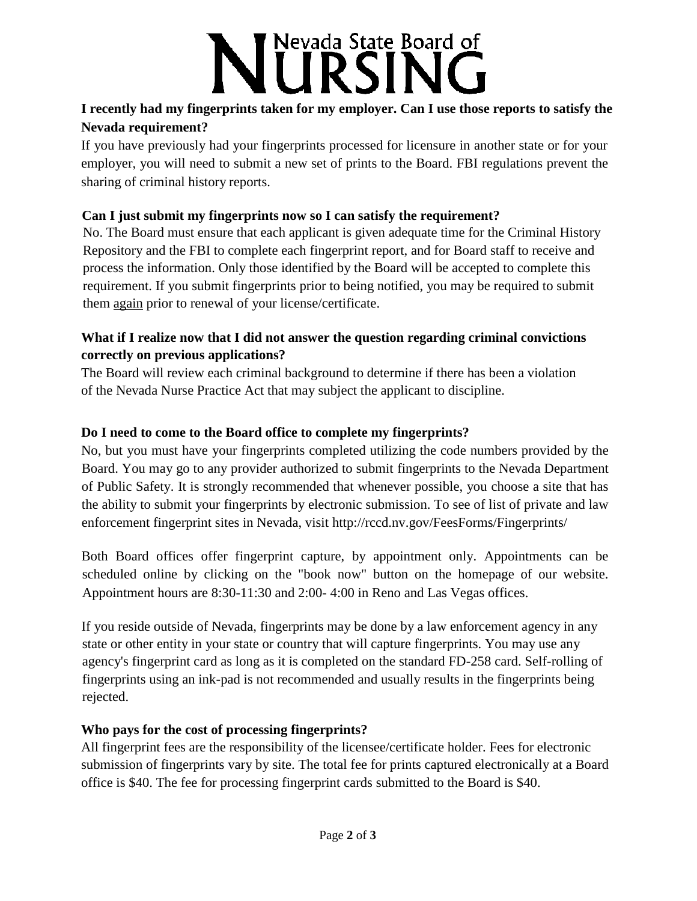**I recently had my fingerprints taken for my employer. Can I use those reports to satisfy the Nevada requirement?**

If you have previously had your fingerprints processed for licensure in another state or for your employer, you will need to submit a new set of prints to the Board. FBI regulations prevent the sharing of criminal history reports.

**Can I just submit my fingerprints now so I can satisfy the requirement?**

No. The Board must ensure that each applicant is given adequate time for the Criminal History Repository and the FBI to complete each fingerprint report, and for Board staff to receive and process the information. Only those identified by the Board will be accepted to complete this requirement. If you submit fingerprints prior to being notified, you may be required to submit them again prior to renewal of your license/certificate.

**What if I realize now that I did not answer the question regarding criminal convictions correctly on previous applications?**

The Board will review each criminal background to determine if there has been a violation of the Nevada Nurse Practice Act that may subject the applicant to discipline.

**Do I need to come to the Board office to complete my fingerprints?**

No, but you must have your fingerprints completed utilizing the code numbers provided by the Board. You may go to any provider authorized to submit fingerprints to the Nevada Department of Public Safety. It is strongly recommended that whenever possible, you choose a site that has the ability to submit your fingerprints by electronic submission. To see of list of private and law enforcement fingerprint sites in Nevada, visit http://rccd.nv.gov/FeesForms/Fingerprints/

Both Board offices offer fingerprint capture, by appointment only. Appointments can be scheduled online by clicking on the "book now" button on the homepage of our website. Appointment hours are 8:30-11:30 and 2:00- 4:00 in Reno and Las Vegas offices.

If you reside outside of Nevada, fingerprints may be done by a law enforcement agency in any state or other entity in your state or country that will capture fingerprints. You may use any agency's fingerprint card as long as it is completed on the standard FD-258 card. Self-rolling of fingerprints using an ink-pad is not recommended and usually results in the fingerprints being rejected.

**Who pays for the cost of processing fingerprints?**

All fingerprint fees are the responsibility of the licensee/certificate holder. Fees for electronic submission of fingerprints vary by site. The total fee for prints captured electronically at a Board office is $40. The fee for processing fingerprint cards submitted to the Board is $40.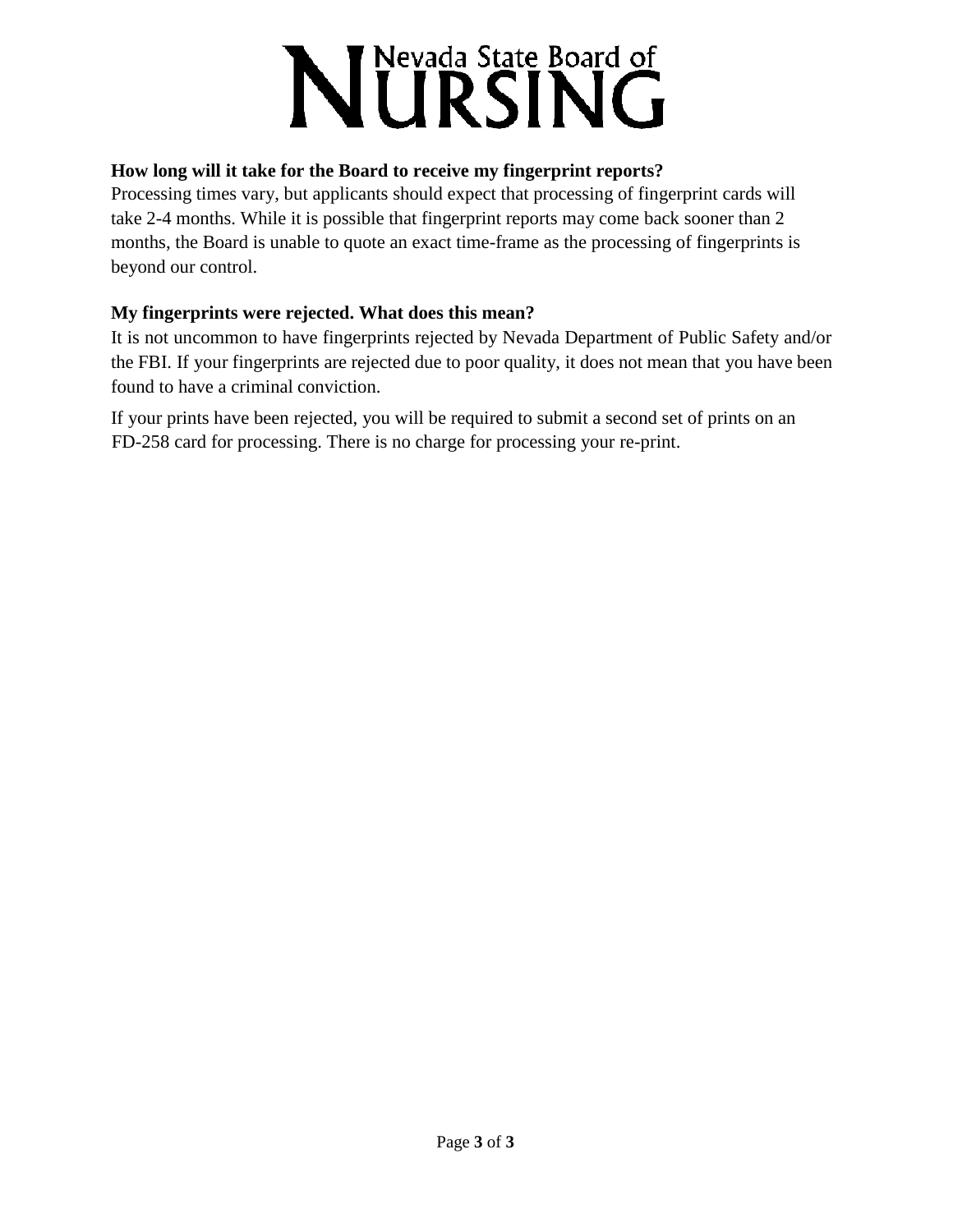**How long will it take for the Board to receive my fingerprint reports?**

Processing times vary, but applicants should expect that processing of fingerprint cards will take 2-4 months. While it is possible that fingerprint reports may come back sooner than 2 months, the Board is unable to quote an exact time-frame as the processing of fingerprints is beyond our control.

**My fingerprints were rejected. What does this mean?**

It is not uncommon to have fingerprints rejected by Nevada Department of Public Safety and/or the FBI. If your fingerprints are rejected due to poor quality, it does not mean that you have been found to have a criminal conviction.

If your prints have been rejected, you will be required to submit a second set of prints on an FD-258 card for processing. There is no charge for processing your re-print.